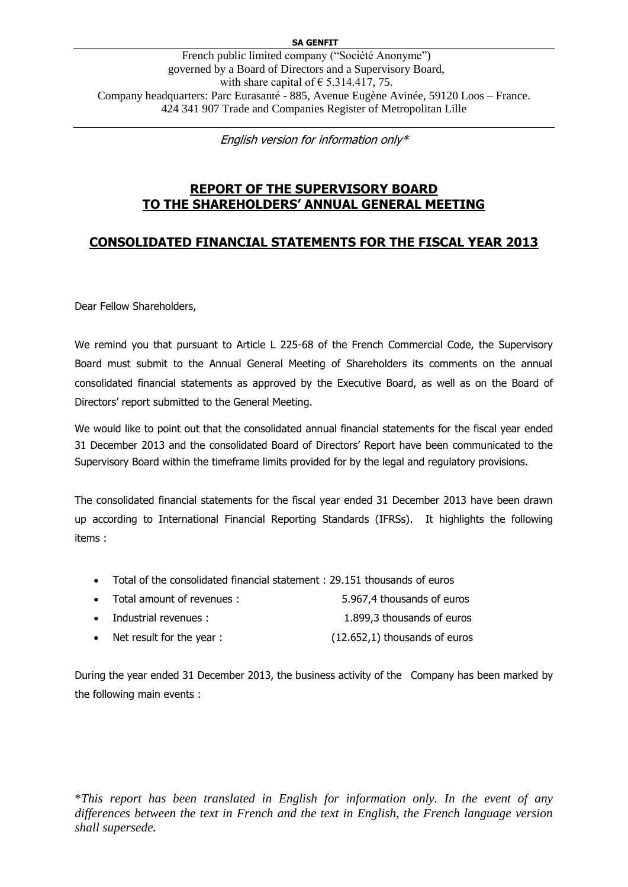**SA GENFIT**

French public limited company ("Société Anonyme")
governed by a Board of Directors and a Supervisory Board,
with share capital of € 5.314.417, 75.
Company headquarters: Parc Eurasanté - 885, Avenue Eugène Avinée, 59120 Loos – France.
424 341 907 Trade and Companies Register of Metropolitan Lille

*English version for information only\**

# REPORT OF THE SUPERVISORY BOARD TO THE SHAREHOLDERS' ANNUAL GENERAL MEETING

## CONSOLIDATED FINANCIAL STATEMENTS FOR THE FISCAL YEAR 2013

Dear Fellow Shareholders,

We remind you that pursuant to Article L 225-68 of the French Commercial Code, the Supervisory Board must submit to the Annual General Meeting of Shareholders its comments on the annual consolidated financial statements as approved by the Executive Board, as well as on the Board of Directors' report submitted to the General Meeting.

We would like to point out that the consolidated annual financial statements for the fiscal year ended 31 December 2013 and the consolidated Board of Directors' Report have been communicated to the Supervisory Board within the timeframe limits provided for by the legal and regulatory provisions.

The consolidated financial statements for the fiscal year ended 31 December 2013 have been drawn up according to International Financial Reporting Standards (IFRSs). It highlights the following items :

- Total of the consolidated financial statement : 29.151 thousands of euros
- Total amount of revenues : 5.967,4 thousands of euros
- Industrial revenues : 1.899,3 thousands of euros
- Net result for the year : (12.652,1) thousands of euros

During the year ended 31 December 2013, the business activity of the Company has been marked by the following main events :

\**This report has been translated in English for information only. In the event of any differences between the text in French and the text in English, the French language version shall supersede.*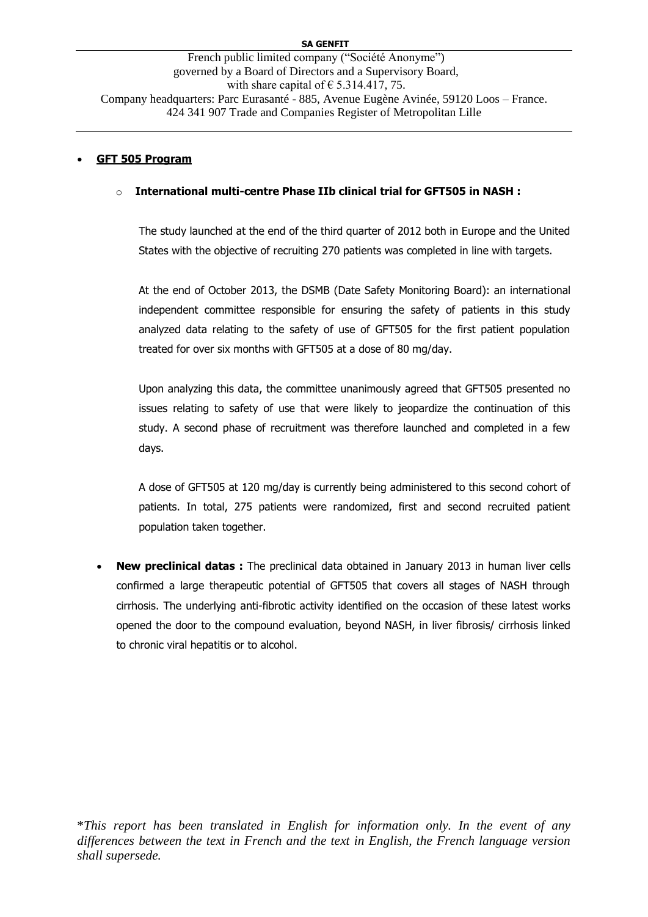- **GFT 505 Program**

  - **International multi-centre Phase IIb clinical trial for GFT505 in NASH :**

    The study launched at the end of the third quarter of 2012 both in Europe and the United States with the objective of recruiting 270 patients was completed in line with targets.

    At the end of October 2013, the DSMB (Date Safety Monitoring Board): an international independent committee responsible for ensuring the safety of patients in this study analyzed data relating to the safety of use of GFT505 for the first patient population treated for over six months with GFT505 at a dose of 80 mg/day.

    Upon analyzing this data, the committee unanimously agreed that GFT505 presented no issues relating to safety of use that were likely to jeopardize the continuation of this study. A second phase of recruitment was therefore launched and completed in a few days.

    A dose of GFT505 at 120 mg/day is currently being administered to this second cohort of patients. In total, 275 patients were randomized, first and second recruited patient population taken together.

- **New preclinical datas :** The preclinical data obtained in January 2013 in human liver cells confirmed a large therapeutic potential of GFT505 that covers all stages of NASH through cirrhosis. The underlying anti-fibrotic activity identified on the occasion of these latest works opened the door to the compound evaluation, beyond NASH, in liver fibrosis/ cirrhosis linked to chronic viral hepatitis or to alcohol.

*\*This report has been translated in English for information only. In the event of any differences between the text in French and the text in English, the French language version shall supersede.*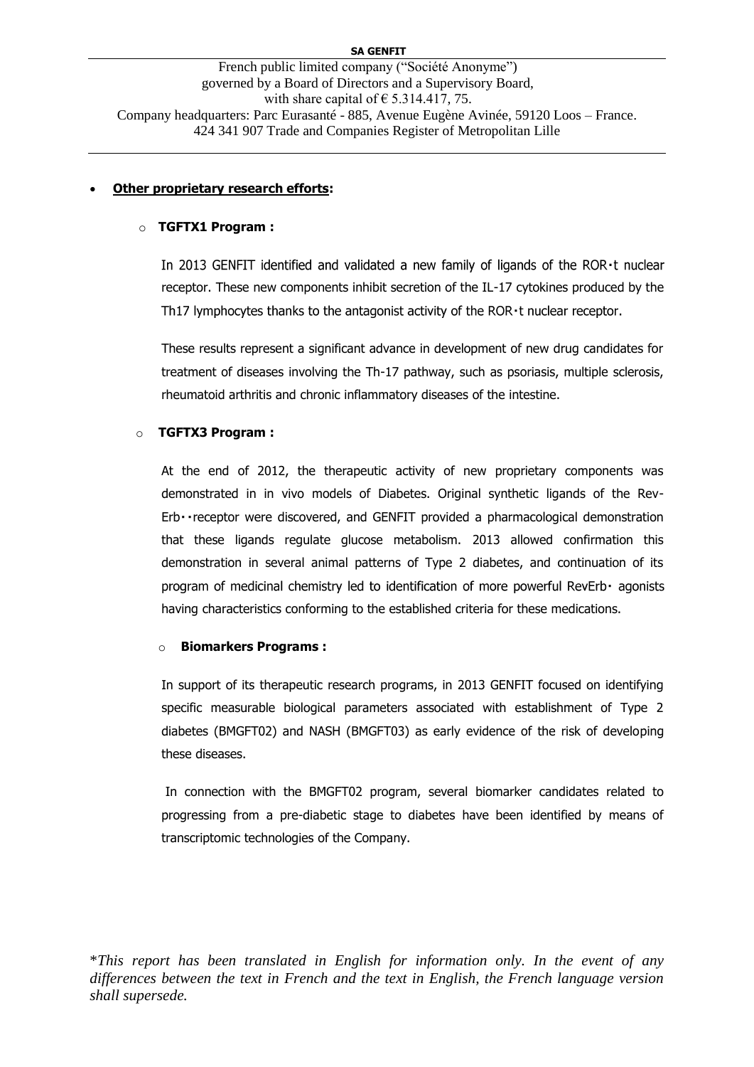- **Other proprietary research efforts:**

  - **TGFTX1 Program :**

    In 2013 GENFIT identified and validated a new family of ligands of the ROR•t nuclear receptor. These new components inhibit secretion of the IL-17 cytokines produced by the Th17 lymphocytes thanks to the antagonist activity of the ROR•t nuclear receptor.

    These results represent a significant advance in development of new drug candidates for treatment of diseases involving the Th-17 pathway, such as psoriasis, multiple sclerosis, rheumatoid arthritis and chronic inflammatory diseases of the intestine.

  - **TGFTX3 Program :**

    At the end of 2012, the therapeutic activity of new proprietary components was demonstrated in in vivo models of Diabetes. Original synthetic ligands of the Rev-Erb••receptor were discovered, and GENFIT provided a pharmacological demonstration that these ligands regulate glucose metabolism. 2013 allowed confirmation this demonstration in several animal patterns of Type 2 diabetes, and continuation of its program of medicinal chemistry led to identification of more powerful RevErb• agonists having characteristics conforming to the established criteria for these medications.

  - **Biomarkers Programs :**

    In support of its therapeutic research programs, in 2013 GENFIT focused on identifying specific measurable biological parameters associated with establishment of Type 2 diabetes (BMGFT02) and NASH (BMGFT03) as early evidence of the risk of developing these diseases.

    In connection with the BMGFT02 program, several biomarker candidates related to progressing from a pre-diabetic stage to diabetes have been identified by means of transcriptomic technologies of the Company.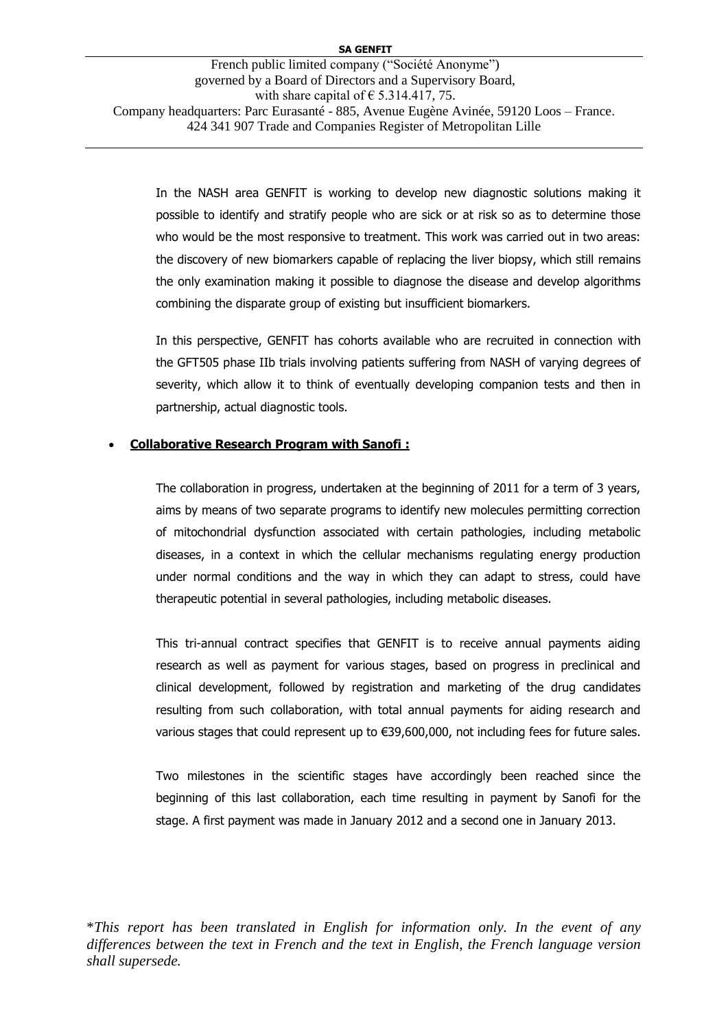In the NASH area GENFIT is working to develop new diagnostic solutions making it possible to identify and stratify people who are sick or at risk so as to determine those who would be the most responsive to treatment. This work was carried out in two areas: the discovery of new biomarkers capable of replacing the liver biopsy, which still remains the only examination making it possible to diagnose the disease and develop algorithms combining the disparate group of existing but insufficient biomarkers.

In this perspective, GENFIT has cohorts available who are recruited in connection with the GFT505 phase IIb trials involving patients suffering from NASH of varying degrees of severity, which allow it to think of eventually developing companion tests and then in partnership, actual diagnostic tools.

- **Collaborative Research Program with Sanofi :**

The collaboration in progress, undertaken at the beginning of 2011 for a term of 3 years, aims by means of two separate programs to identify new molecules permitting correction of mitochondrial dysfunction associated with certain pathologies, including metabolic diseases, in a context in which the cellular mechanisms regulating energy production under normal conditions and the way in which they can adapt to stress, could have therapeutic potential in several pathologies, including metabolic diseases.

This tri-annual contract specifies that GENFIT is to receive annual payments aiding research as well as payment for various stages, based on progress in preclinical and clinical development, followed by registration and marketing of the drug candidates resulting from such collaboration, with total annual payments for aiding research and various stages that could represent up to €39,600,000, not including fees for future sales.

Two milestones in the scientific stages have accordingly been reached since the beginning of this last collaboration, each time resulting in payment by Sanofi for the stage. A first payment was made in January 2012 and a second one in January 2013.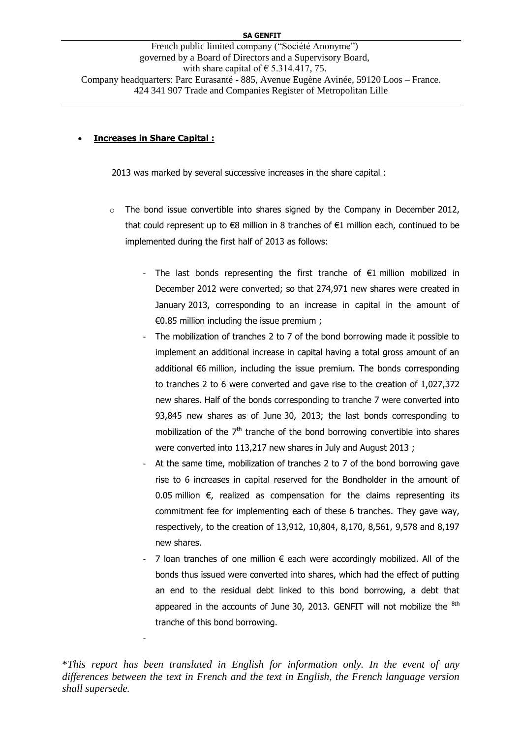- **Increases in Share Capital :**

2013 was marked by several successive increases in the share capital :

- The bond issue convertible into shares signed by the Company in December 2012, that could represent up to €8 million in 8 tranches of €1 million each, continued to be implemented during the first half of 2013 as follows:
  - The last bonds representing the first tranche of €1 million mobilized in December 2012 were converted; so that 274,971 new shares were created in January 2013, corresponding to an increase in capital in the amount of €0.85 million including the issue premium ;
  - The mobilization of tranches 2 to 7 of the bond borrowing made it possible to implement an additional increase in capital having a total gross amount of an additional €6 million, including the issue premium. The bonds corresponding to tranches 2 to 6 were converted and gave rise to the creation of 1,027,372 new shares. Half of the bonds corresponding to tranche 7 were converted into 93,845 new shares as of June 30, 2013; the last bonds corresponding to mobilization of the 7th tranche of the bond borrowing convertible into shares were converted into 113,217 new shares in July and August 2013 ;
  - At the same time, mobilization of tranches 2 to 7 of the bond borrowing gave rise to 6 increases in capital reserved for the Bondholder in the amount of 0.05 million €, realized as compensation for the claims representing its commitment fee for implementing each of these 6 tranches. They gave way, respectively, to the creation of 13,912, 10,804, 8,170, 8,561, 9,578 and 8,197 new shares.
  - 7 loan tranches of one million € each were accordingly mobilized. All of the bonds thus issued were converted into shares, which had the effect of putting an end to the residual debt linked to this bond borrowing, a debt that appeared in the accounts of June 30, 2013. GENFIT will not mobilize the 8th tranche of this bond borrowing.
  -

*\*This report has been translated in English for information only. In the event of any differences between the text in French and the text in English, the French language version shall supersede.*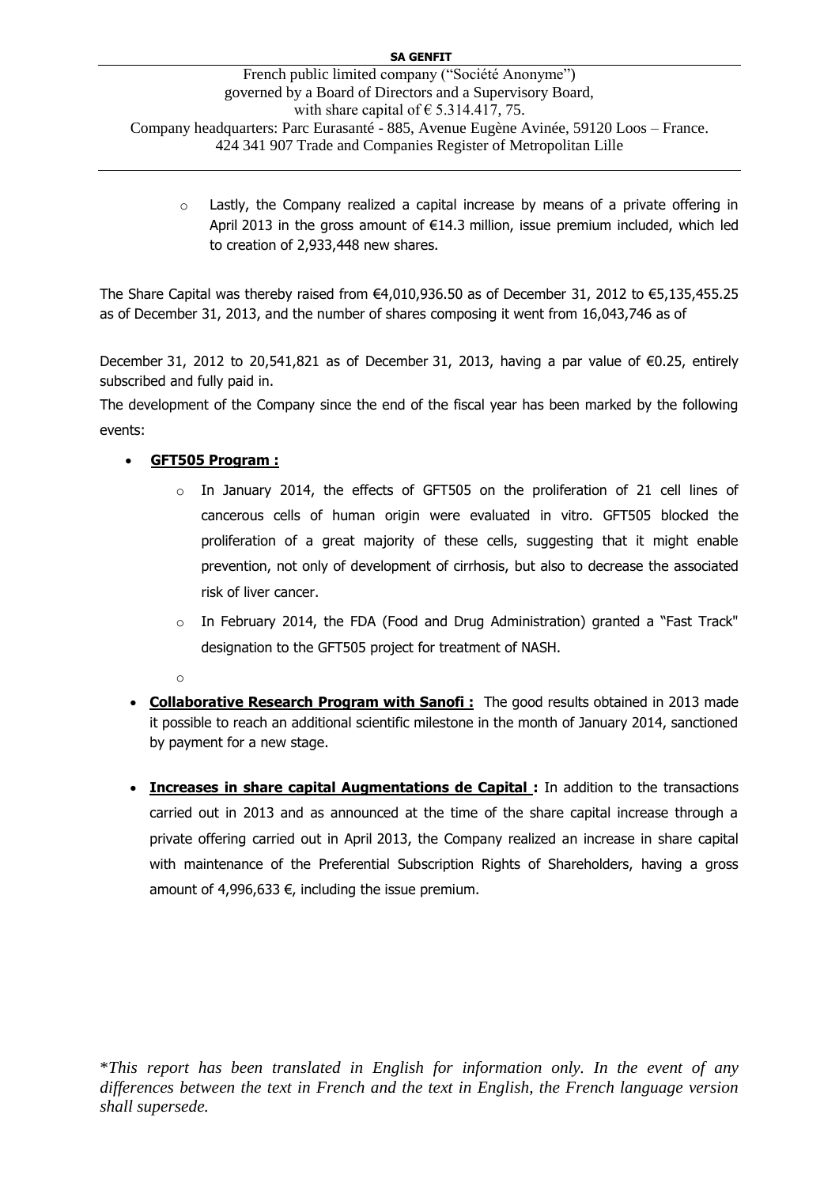- Lastly, the Company realized a capital increase by means of a private offering in April 2013 in the gross amount of €14.3 million, issue premium included, which led to creation of 2,933,448 new shares.

The Share Capital was thereby raised from €4,010,936.50 as of December 31, 2012 to €5,135,455.25 as of December 31, 2013, and the number of shares composing it went from 16,043,746 as of

December 31, 2012 to 20,541,821 as of December 31, 2013, having a par value of €0.25, entirely subscribed and fully paid in.

The development of the Company since the end of the fiscal year has been marked by the following events:

- **GFT505 Program :**
  - In January 2014, the effects of GFT505 on the proliferation of 21 cell lines of cancerous cells of human origin were evaluated in vitro. GFT505 blocked the proliferation of a great majority of these cells, suggesting that it might enable prevention, not only of development of cirrhosis, but also to decrease the associated risk of liver cancer.
  - In February 2014, the FDA (Food and Drug Administration) granted a "Fast Track" designation to the GFT505 project for treatment of NASH.

- **Collaborative Research Program with Sanofi :** The good results obtained in 2013 made it possible to reach an additional scientific milestone in the month of January 2014, sanctioned by payment for a new stage.

- **Increases in share capital Augmentations de Capital :** In addition to the transactions carried out in 2013 and as announced at the time of the share capital increase through a private offering carried out in April 2013, the Company realized an increase in share capital with maintenance of the Preferential Subscription Rights of Shareholders, having a gross amount of 4,996,633 €, including the issue premium.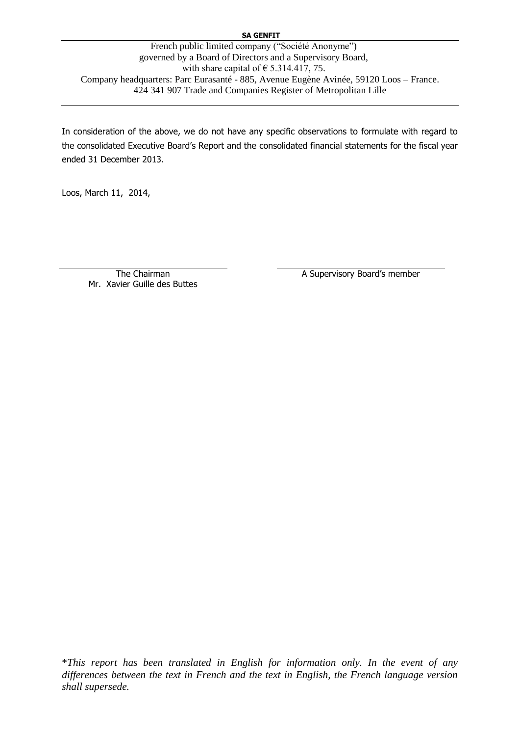**SA GENFIT**

French public limited company ("Société Anonyme")
governed by a Board of Directors and a Supervisory Board,
with share capital of € 5.314.417, 75.
Company headquarters: Parc Eurasanté - 885, Avenue Eugène Avinée, 59120 Loos – France.
424 341 907 Trade and Companies Register of Metropolitan Lille

In consideration of the above, we do not have any specific observations to formulate with regard to the consolidated Executive Board's Report and the consolidated financial statements for the fiscal year ended 31 December 2013.

Loos, March 11, 2014,

The Chairman
Mr. Xavier Guille des Buttes

A Supervisory Board's member

**This report has been translated in English for information only. In the event of any differences between the text in French and the text in English, the French language version shall supersede.*